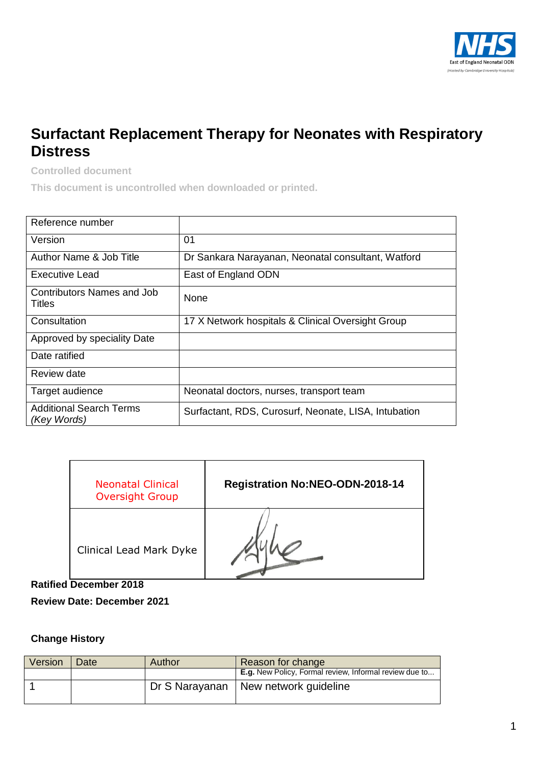NHS East of England Neonatal ODN (Hosted by Cambridge University Hospitals)

# Surfactant Replacement Therapy for Neonates with Respiratory Distress

**Controlled document**

**This document is uncontrolled when downloaded or printed.**

| Reference number | |
|---|---|
| Version | 01 |
| Author Name & Job Title | Dr Sankara Narayanan, Neonatal consultant, Watford |
| Executive Lead | East of England ODN |
| Contributors Names and Job Titles | None |
| Consultation | 17 X Network hospitals & Clinical Oversight Group |
| Approved by speciality Date | |
| Date ratified | |
| Review date | |
| Target audience | Neonatal doctors, nurses, transport team |
| Additional Search Terms *(Key Words)* | Surfactant, RDS, Curosurf, Neonate, LISA, Intubation |

| Neonatal Clinical Oversight Group | **Registration No:NEO-ODN-2018-14** |
|---|---|
| Clinical Lead Mark Dyke | [signature] |

**Ratified December 2018**

**Review Date: December 2021**

**Change History**

| Version | Date | Author | Reason for change |
|---|---|---|---|
| | | | **E.g.** New Policy, Formal review, Informal review due to… |
| 1 | | Dr S Narayanan | New network guideline |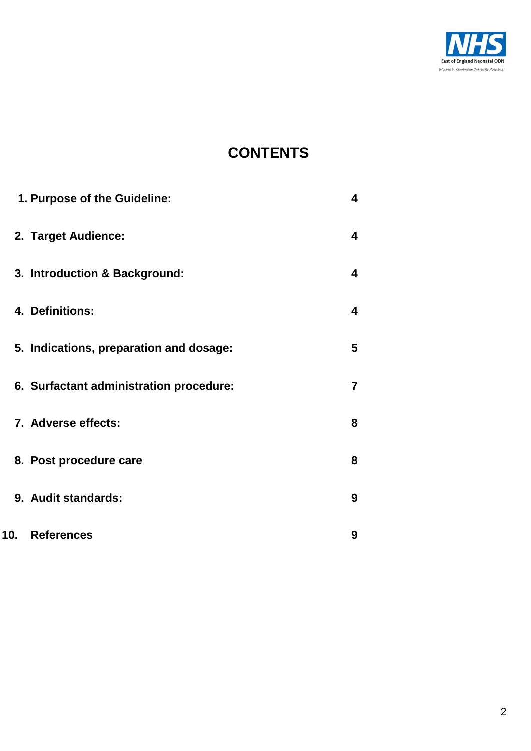# CONTENTS

| | |
|---|---|
| **1. Purpose of the Guideline:** | **4** |
| **2. Target Audience:** | **4** |
| **3. Introduction & Background:** | **4** |
| **4. Definitions:** | **4** |
| **5. Indications, preparation and dosage:** | **5** |
| **6. Surfactant administration procedure:** | **7** |
| **7. Adverse effects:** | **8** |
| **8. Post procedure care** | **8** |
| **9. Audit standards:** | **9** |
| **10. References** | **9** |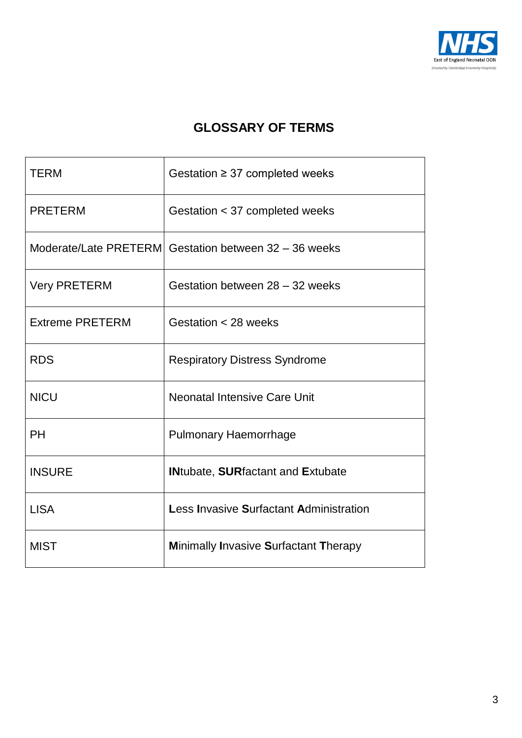# GLOSSARY OF TERMS

| | |
|---|---|
| TERM | Gestation ≥ 37 completed weeks |
| PRETERM | Gestation < 37 completed weeks |
| Moderate/Late PRETERM | Gestation between 32 – 36 weeks |
| Very PRETERM | Gestation between 28 – 32 weeks |
| Extreme PRETERM | Gestation < 28 weeks |
| RDS | Respiratory Distress Syndrome |
| NICU | Neonatal Intensive Care Unit |
| PH | Pulmonary Haemorrhage |
| INSURE | **IN**tubate, **SUR**factant and **E**xtubate |
| LISA | **L**ess **I**nvasive **S**urfactant **A**dministration |
| MIST | **M**inimally **I**nvasive **S**urfactant **T**herapy |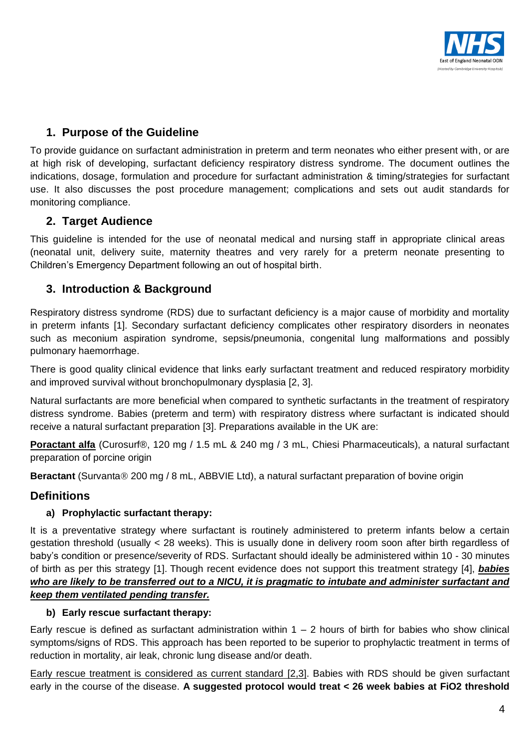## 1. Purpose of the Guideline

To provide guidance on surfactant administration in preterm and term neonates who either present with, or are at high risk of developing, surfactant deficiency respiratory distress syndrome. The document outlines the indications, dosage, formulation and procedure for surfactant administration & timing/strategies for surfactant use. It also discusses the post procedure management; complications and sets out audit standards for monitoring compliance.

## 2. Target Audience

This guideline is intended for the use of neonatal medical and nursing staff in appropriate clinical areas (neonatal unit, delivery suite, maternity theatres and very rarely for a preterm neonate presenting to Children's Emergency Department following an out of hospital birth.

## 3. Introduction & Background

Respiratory distress syndrome (RDS) due to surfactant deficiency is a major cause of morbidity and mortality in preterm infants [1]. Secondary surfactant deficiency complicates other respiratory disorders in neonates such as meconium aspiration syndrome, sepsis/pneumonia, congenital lung malformations and possibly pulmonary haemorrhage.

There is good quality clinical evidence that links early surfactant treatment and reduced respiratory morbidity and improved survival without bronchopulmonary dysplasia [2, 3].

Natural surfactants are more beneficial when compared to synthetic surfactants in the treatment of respiratory distress syndrome. Babies (preterm and term) with respiratory distress where surfactant is indicated should receive a natural surfactant preparation [3]. Preparations available in the UK are:

<u>**Poractant alfa**</u> (Curosurf®, 120 mg / 1.5 mL & 240 mg / 3 mL, Chiesi Pharmaceuticals), a natural surfactant preparation of porcine origin

**Beractant** (Survanta® 200 mg / 8 mL, ABBVIE Ltd), a natural surfactant preparation of bovine origin

## Definitions

### a) Prophylactic surfactant therapy:

It is a preventative strategy where surfactant is routinely administered to preterm infants below a certain gestation threshold (usually < 28 weeks). This is usually done in delivery room soon after birth regardless of baby's condition or presence/severity of RDS. Surfactant should ideally be administered within 10 - 30 minutes of birth as per this strategy [1]. Though recent evidence does not support this treatment strategy [4], <u>***babies who are likely to be transferred out to a NICU, it is pragmatic to intubate and administer surfactant and keep them ventilated pending transfer.***</u>

### b) Early rescue surfactant therapy:

Early rescue is defined as surfactant administration within 1 – 2 hours of birth for babies who show clinical symptoms/signs of RDS. This approach has been reported to be superior to prophylactic treatment in terms of reduction in mortality, air leak, chronic lung disease and/or death.

<u>Early rescue treatment is considered as current standard [2,3]</u>. Babies with RDS should be given surfactant early in the course of the disease. **A suggested protocol would treat < 26 week babies at FiO2 threshold**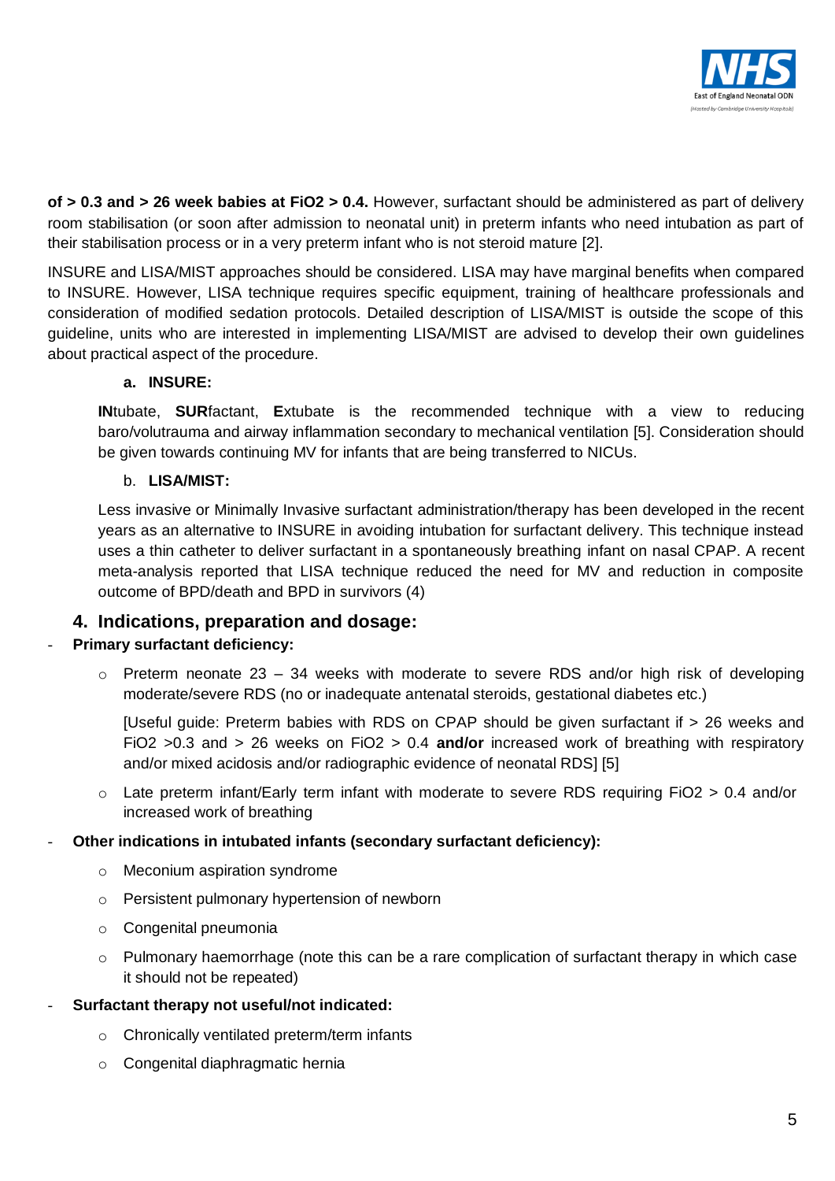**of > 0.3 and > 26 week babies at $FiO_2$ > 0.4.** However, surfactant should be administered as part of delivery room stabilisation (or soon after admission to neonatal unit) in preterm infants who need intubation as part of their stabilisation process or in a very preterm infant who is not steroid mature [2].

INSURE and LISA/MIST approaches should be considered. LISA may have marginal benefits when compared to INSURE. However, LISA technique requires specific equipment, training of healthcare professionals and consideration of modified sedation protocols. Detailed description of LISA/MIST is outside the scope of this guideline, units who are interested in implementing LISA/MIST are advised to develop their own guidelines about practical aspect of the procedure.

#### a. INSURE:

**IN**tubate, **SUR**factant, **E**xtubate is the recommended technique with a view to reducing baro/volutrauma and airway inflammation secondary to mechanical ventilation [5]. Consideration should be given towards continuing MV for infants that are being transferred to NICUs.

#### b. LISA/MIST:

Less invasive or Minimally Invasive surfactant administration/therapy has been developed in the recent years as an alternative to INSURE in avoiding intubation for surfactant delivery. This technique instead uses a thin catheter to deliver surfactant in a spontaneously breathing infant on nasal CPAP. A recent meta-analysis reported that LISA technique reduced the need for MV and reduction in composite outcome of BPD/death and BPD in survivors (4)

## 4. Indications, preparation and dosage:

- **Primary surfactant deficiency:**
  - Preterm neonate 23 – 34 weeks with moderate to severe RDS and/or high risk of developing moderate/severe RDS (no or inadequate antenatal steroids, gestational diabetes etc.)

    [Useful guide: Preterm babies with RDS on CPAP should be given surfactant if > 26 weeks and $FiO_2$ >0.3 and > 26 weeks on $FiO_2$ > 0.4 **and/or** increased work of breathing with respiratory and/or mixed acidosis and/or radiographic evidence of neonatal RDS] [5]
  - Late preterm infant/Early term infant with moderate to severe RDS requiring $FiO_2$ > 0.4 and/or increased work of breathing
- **Other indications in intubated infants (secondary surfactant deficiency):**
  - Meconium aspiration syndrome
  - Persistent pulmonary hypertension of newborn
  - Congenital pneumonia
  - Pulmonary haemorrhage (note this can be a rare complication of surfactant therapy in which case it should not be repeated)
- **Surfactant therapy not useful/not indicated:**
  - Chronically ventilated preterm/term infants
  - Congenital diaphragmatic hernia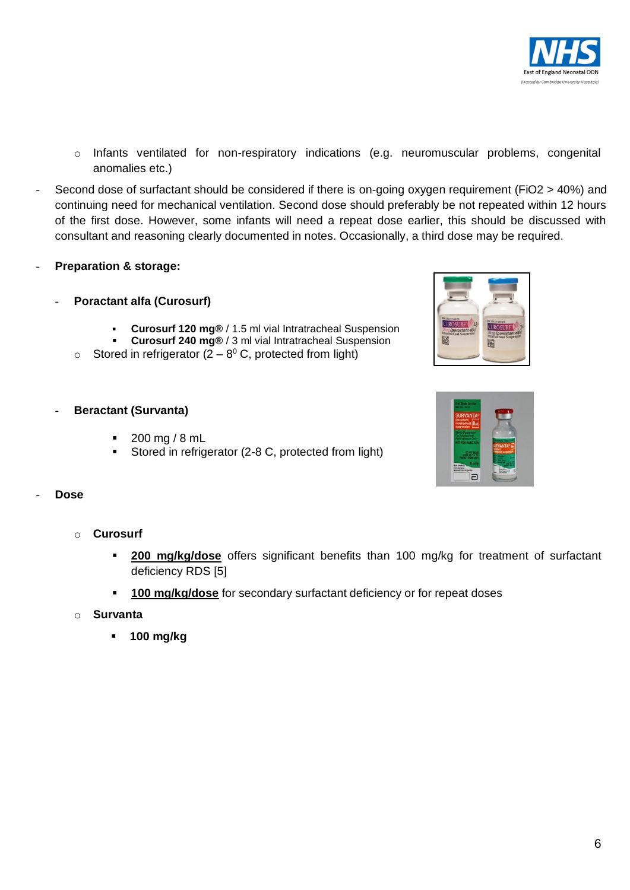- Infants ventilated for non-respiratory indications (e.g. neuromuscular problems, congenital anomalies etc.)

- Second dose of surfactant should be considered if there is on-going oxygen requirement ($FiO_2$ > 40%) and continuing need for mechanical ventilation. Second dose should preferably be not repeated within 12 hours of the first dose. However, some infants will need a repeat dose earlier, this should be discussed with consultant and reasoning clearly documented in notes. Occasionally, a third dose may be required.

- **Preparation & storage:**

  - **Poractant alfa (Curosurf)**

    - **Curosurf 120 mg®** / 1.5 ml vial Intratracheal Suspension
    - **Curosurf 240 mg®** / 3 ml vial Intratracheal Suspension
    - Stored in refrigerator (2 – 8$^0$ C, protected from light)

  - **Beractant (Survanta)**

    - 200 mg / 8 mL
    - Stored in refrigerator (2-8 C, protected from light)

- **Dose**

  - **Curosurf**

    - **200 mg/kg/dose** offers significant benefits than 100 mg/kg for treatment of surfactant deficiency RDS [5]

    - **100 mg/kg/dose** for secondary surfactant deficiency or for repeat doses

  - **Survanta**

    - **100 mg/kg**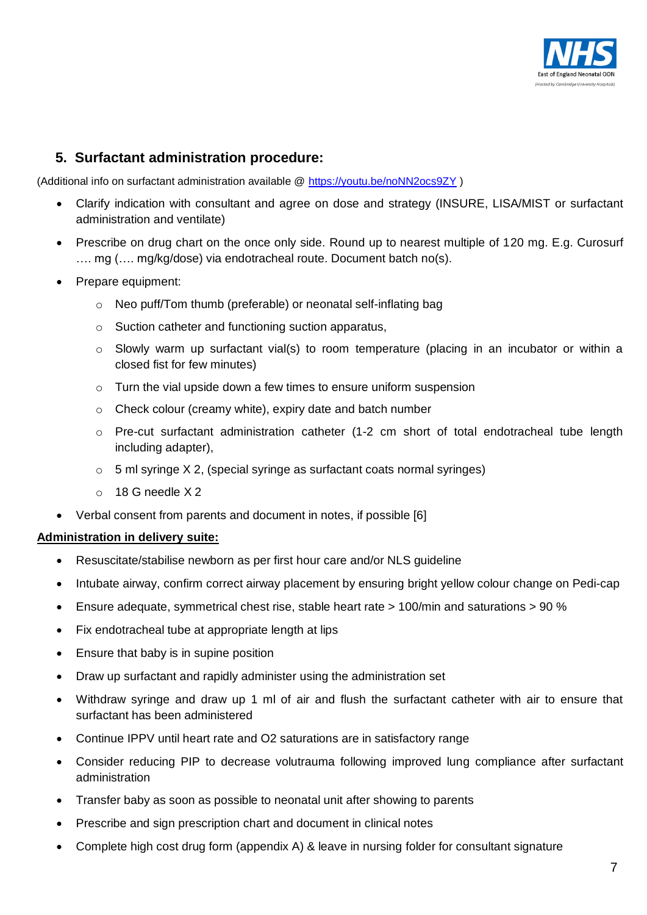## 5. Surfactant administration procedure:

(Additional info on surfactant administration available @ [https://youtu.be/noNN2ocs9ZY](https://youtu.be/noNN2ocs9ZY) )

- Clarify indication with consultant and agree on dose and strategy (INSURE, LISA/MIST or surfactant administration and ventilate)
- Prescribe on drug chart on the once only side. Round up to nearest multiple of 120 mg. E.g. Curosurf …. mg (…. mg/kg/dose) via endotracheal route. Document batch no(s).
- Prepare equipment:
  - Neo puff/Tom thumb (preferable) or neonatal self-inflating bag
  - Suction catheter and functioning suction apparatus,
  - Slowly warm up surfactant vial(s) to room temperature (placing in an incubator or within a closed fist for few minutes)
  - Turn the vial upside down a few times to ensure uniform suspension
  - Check colour (creamy white), expiry date and batch number
  - Pre-cut surfactant administration catheter (1-2 cm short of total endotracheal tube length including adapter),
  - 5 ml syringe X 2, (special syringe as surfactant coats normal syringes)
  - 18 G needle X 2
- Verbal consent from parents and document in notes, if possible [6]

**Administration in delivery suite:**

- Resuscitate/stabilise newborn as per first hour care and/or NLS guideline
- Intubate airway, confirm correct airway placement by ensuring bright yellow colour change on Pedi-cap
- Ensure adequate, symmetrical chest rise, stable heart rate > 100/min and saturations > 90 %
- Fix endotracheal tube at appropriate length at lips
- Ensure that baby is in supine position
- Draw up surfactant and rapidly administer using the administration set
- Withdraw syringe and draw up 1 ml of air and flush the surfactant catheter with air to ensure that surfactant has been administered
- Continue IPPV until heart rate and O2 saturations are in satisfactory range
- Consider reducing PIP to decrease volutrauma following improved lung compliance after surfactant administration
- Transfer baby as soon as possible to neonatal unit after showing to parents
- Prescribe and sign prescription chart and document in clinical notes
- Complete high cost drug form (appendix A) & leave in nursing folder for consultant signature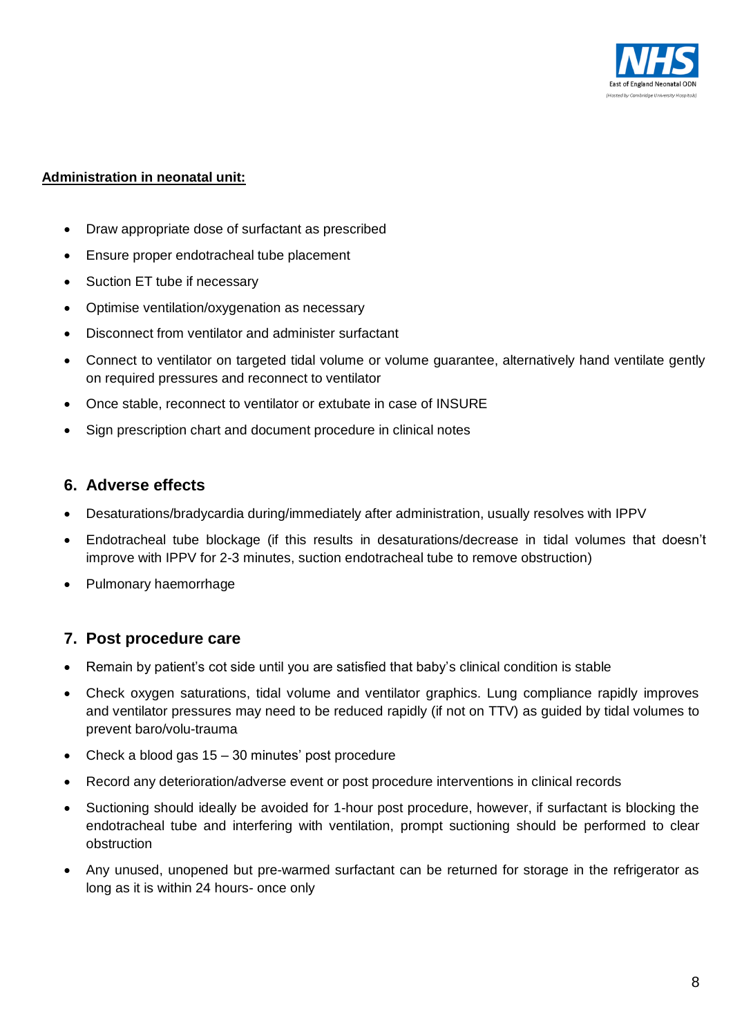**Administration in neonatal unit:**

- Draw appropriate dose of surfactant as prescribed
- Ensure proper endotracheal tube placement
- Suction ET tube if necessary
- Optimise ventilation/oxygenation as necessary
- Disconnect from ventilator and administer surfactant
- Connect to ventilator on targeted tidal volume or volume guarantee, alternatively hand ventilate gently on required pressures and reconnect to ventilator
- Once stable, reconnect to ventilator or extubate in case of INSURE
- Sign prescription chart and document procedure in clinical notes

## 6. Adverse effects

- Desaturations/bradycardia during/immediately after administration, usually resolves with IPPV
- Endotracheal tube blockage (if this results in desaturations/decrease in tidal volumes that doesn't improve with IPPV for 2-3 minutes, suction endotracheal tube to remove obstruction)
- Pulmonary haemorrhage

## 7. Post procedure care

- Remain by patient's cot side until you are satisfied that baby's clinical condition is stable
- Check oxygen saturations, tidal volume and ventilator graphics. Lung compliance rapidly improves and ventilator pressures may need to be reduced rapidly (if not on TTV) as guided by tidal volumes to prevent baro/volu-trauma
- Check a blood gas 15 – 30 minutes' post procedure
- Record any deterioration/adverse event or post procedure interventions in clinical records
- Suctioning should ideally be avoided for 1-hour post procedure, however, if surfactant is blocking the endotracheal tube and interfering with ventilation, prompt suctioning should be performed to clear obstruction
- Any unused, unopened but pre-warmed surfactant can be returned for storage in the refrigerator as long as it is within 24 hours- once only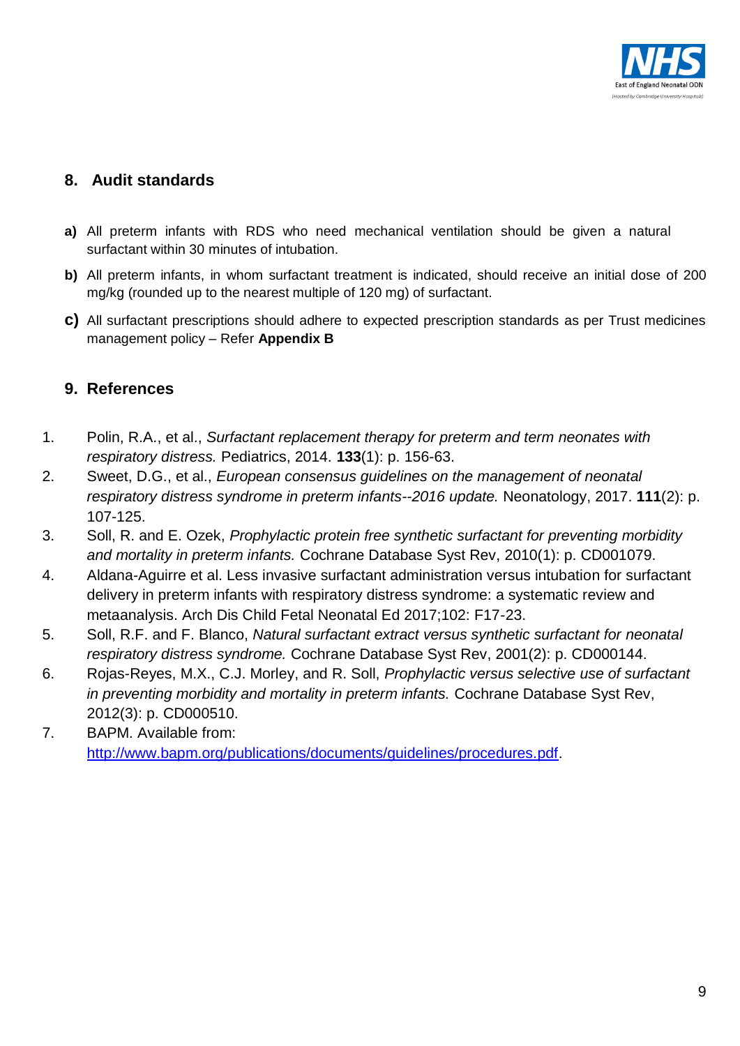## 8. Audit standards

**a)** All preterm infants with RDS who need mechanical ventilation should be given a natural surfactant within 30 minutes of intubation.

**b)** All preterm infants, in whom surfactant treatment is indicated, should receive an initial dose of 200 mg/kg (rounded up to the nearest multiple of 120 mg) of surfactant.

**c)** All surfactant prescriptions should adhere to expected prescription standards as per Trust medicines management policy – Refer **Appendix B**

## 9. References

1. Polin, R.A., et al., *Surfactant replacement therapy for preterm and term neonates with respiratory distress.* Pediatrics, 2014. **133**(1): p. 156-63.
2. Sweet, D.G., et al., *European consensus guidelines on the management of neonatal respiratory distress syndrome in preterm infants--2016 update.* Neonatology, 2017. **111**(2): p. 107-125.
3. Soll, R. and E. Ozek, *Prophylactic protein free synthetic surfactant for preventing morbidity and mortality in preterm infants.* Cochrane Database Syst Rev, 2010(1): p. CD001079.
4. Aldana-Aguirre et al. Less invasive surfactant administration versus intubation for surfactant delivery in preterm infants with respiratory distress syndrome: a systematic review and metaanalysis. Arch Dis Child Fetal Neonatal Ed 2017;102: F17-23.
5. Soll, R.F. and F. Blanco, *Natural surfactant extract versus synthetic surfactant for neonatal respiratory distress syndrome.* Cochrane Database Syst Rev, 2001(2): p. CD000144.
6. Rojas-Reyes, M.X., C.J. Morley, and R. Soll, *Prophylactic versus selective use of surfactant in preventing morbidity and mortality in preterm infants.* Cochrane Database Syst Rev, 2012(3): p. CD000510.
7. BAPM. Available from: [http://www.bapm.org/publications/documents/guidelines/procedures.pdf](http://www.bapm.org/publications/documents/guidelines/procedures.pdf).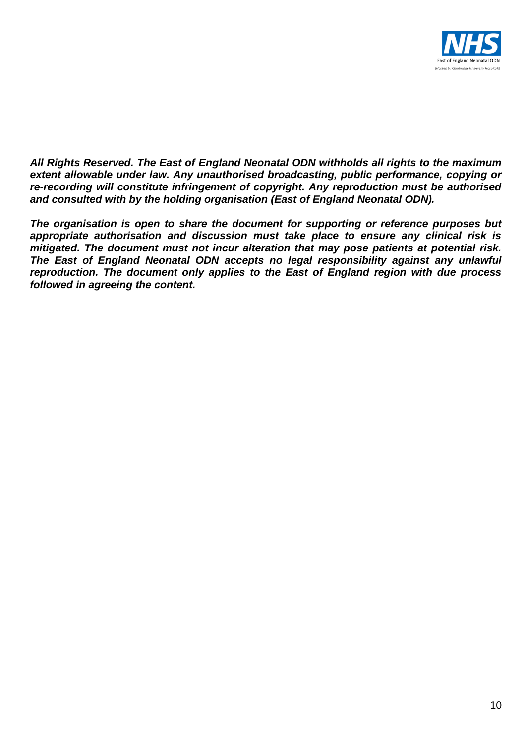***All Rights Reserved. The East of England Neonatal ODN withholds all rights to the maximum extent allowable under law. Any unauthorised broadcasting, public performance, copying or re-recording will constitute infringement of copyright. Any reproduction must be authorised and consulted with by the holding organisation (East of England Neonatal ODN).***

***The organisation is open to share the document for supporting or reference purposes but appropriate authorisation and discussion must take place to ensure any clinical risk is mitigated. The document must not incur alteration that may pose patients at potential risk. The East of England Neonatal ODN accepts no legal responsibility against any unlawful reproduction. The document only applies to the East of England region with due process followed in agreeing the content.***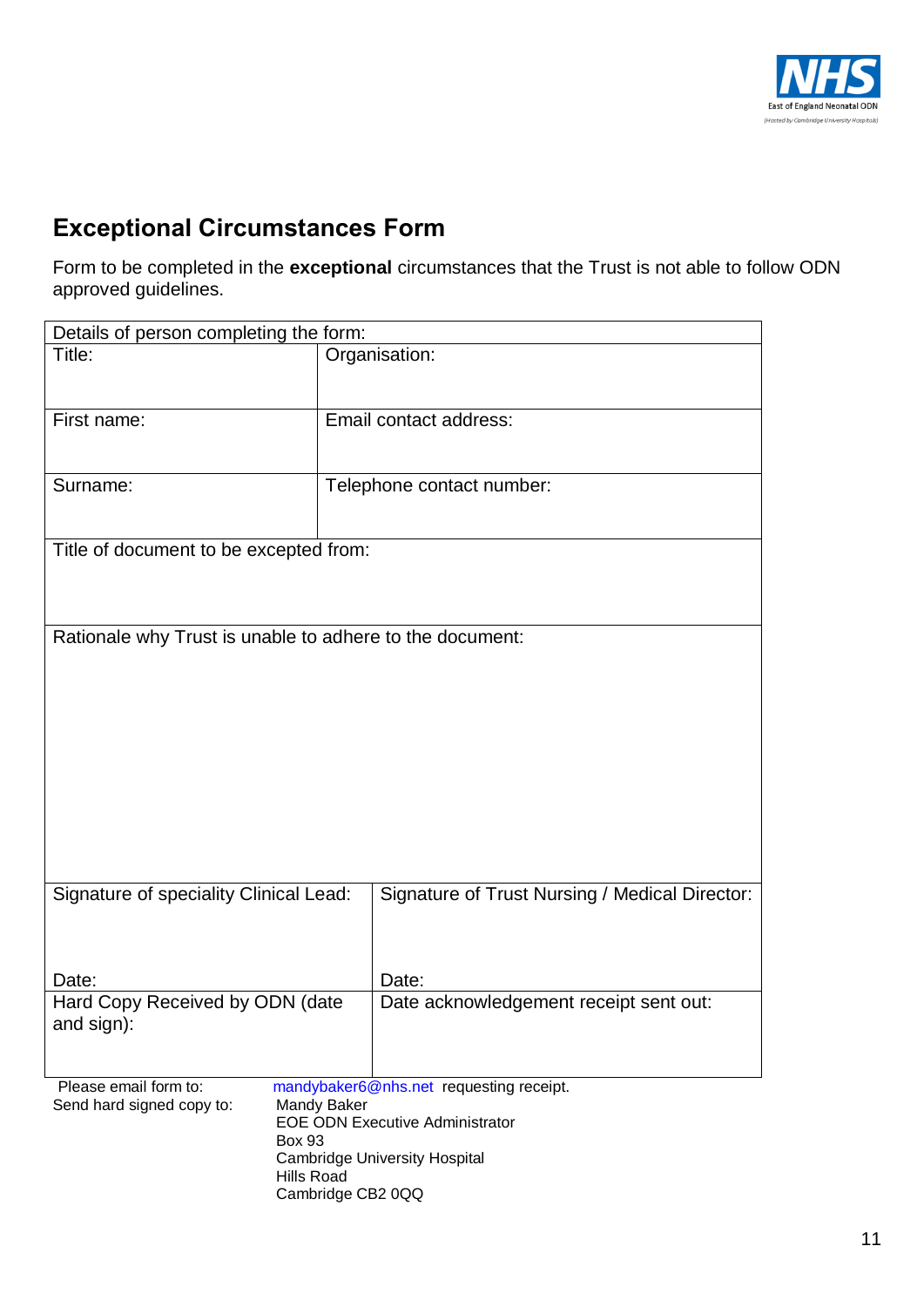## Exceptional Circumstances Form

Form to be completed in the **exceptional** circumstances that the Trust is not able to follow ODN approved guidelines.

| Details of person completing the form: | |
|---|---|
| Title: | Organisation: |
| First name: | Email contact address: |
| Surname: | Telephone contact number: |
| Title of document to be excepted from: | |
| Rationale why Trust is unable to adhere to the document: | |
| Signature of speciality Clinical Lead:<br><br>Date: | Signature of Trust Nursing / Medical Director:<br><br>Date: |
| Hard Copy Received by ODN (date and sign): | Date acknowledgement receipt sent out: |

Please email form to: mandybaker6@nhs.net requesting receipt.

Send hard signed copy to:

Mandy Baker
EOE ODN Executive Administrator
Box 93
Cambridge University Hospital
Hills Road
Cambridge CB2 0QQ